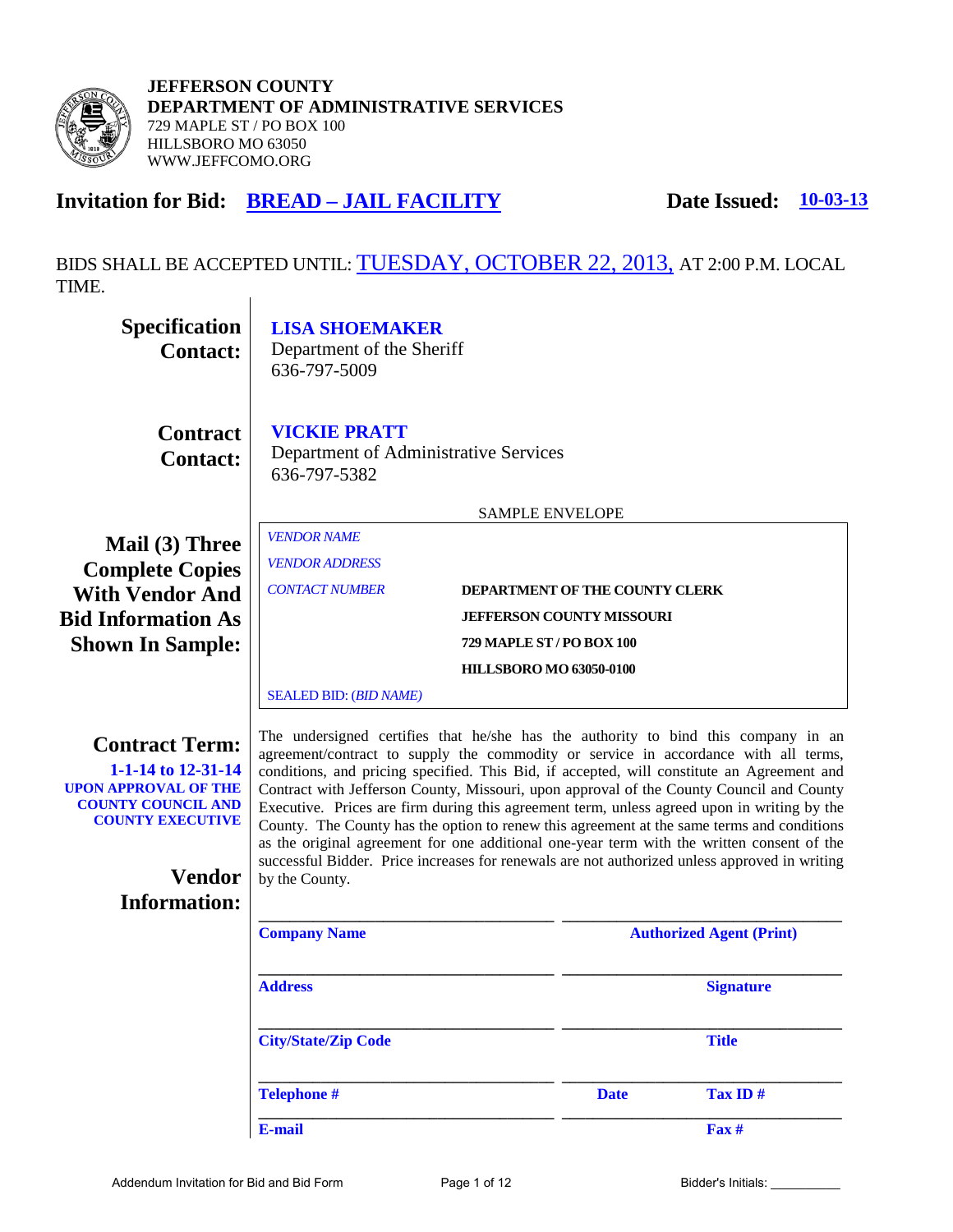**JEFFERSON COUNTY**
**DEPARTMENT OF ADMINISTRATIVE SERVICES**
729 MAPLE ST / PO BOX 100
HILLSBORO MO 63050
WWW.JEFFCOMO.ORG

## Invitation for Bid: BREAD – JAIL FACILITY

**Date Issued: 10-03-13**

BIDS SHALL BE ACCEPTED UNTIL: TUESDAY, OCTOBER 22, 2013, AT 2:00 P.M. LOCAL TIME.

**Specification Contact:**
**LISA SHOEMAKER**
Department of the Sheriff
636-797-5009

**Contract Contact:**
**VICKIE PRATT**
Department of Administrative Services
636-797-5382

**Mail (3) Three Complete Copies With Vendor And Bid Information As Shown In Sample:**

SAMPLE ENVELOPE

*VENDOR NAME*
*VENDOR ADDRESS*
*CONTACT NUMBER*

**DEPARTMENT OF THE COUNTY CLERK**
**JEFFERSON COUNTY MISSOURI**
**729 MAPLE ST / PO BOX 100**
**HILLSBORO MO 63050-0100**

SEALED BID: (*BID NAME*)

**Contract Term:**
**1-1-14 to 12-31-14**
**UPON APPROVAL OF THE COUNTY COUNCIL AND COUNTY EXECUTIVE**

The undersigned certifies that he/she has the authority to bind this company in an agreement/contract to supply the commodity or service in accordance with all terms, conditions, and pricing specified. This Bid, if accepted, will constitute an Agreement and Contract with Jefferson County, Missouri, upon approval of the County Council and County Executive. Prices are firm during this agreement term, unless agreed upon in writing by the County. The County has the option to renew this agreement at the same terms and conditions as the original agreement for one additional one-year term with the written consent of the successful Bidder. Price increases for renewals are not authorized unless approved in writing by the County.

**Vendor Information:**

| | |
|---|---|
| ______________________ **Company Name** | ______________________ **Authorized Agent (Print)** |
| ______________________ **Address** | ______________________ **Signature** |
| ______________________ **City/State/Zip Code** | ______________________ **Title** |
| ______________________ **Telephone #** | ______________________ **Date** **Tax ID #** |
| ______________________ **E-mail** | ______________________ **Fax #** |

Addendum Invitation for Bid and Bid Form

Bidder's Initials: __________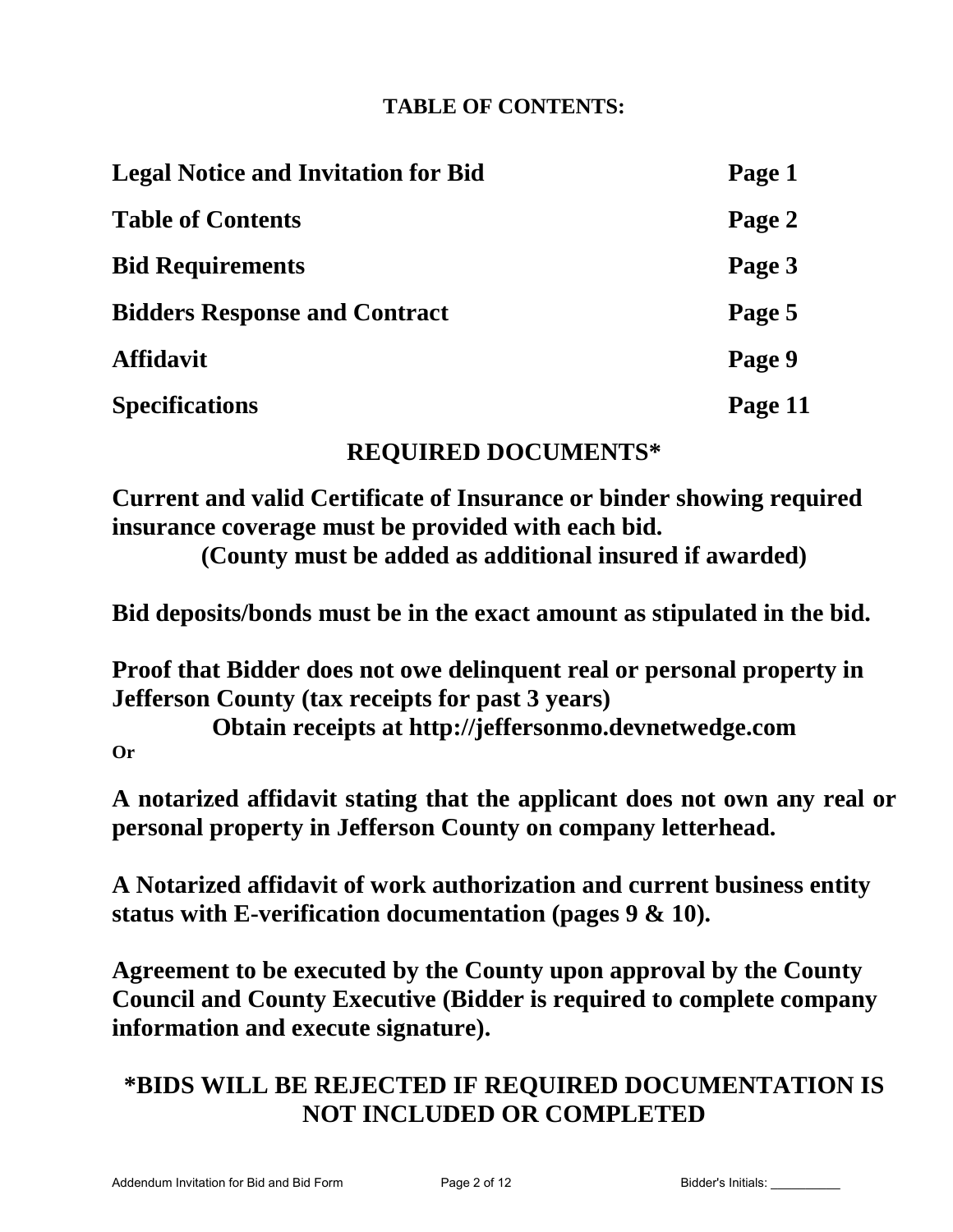## TABLE OF CONTENTS:

| | |
|---|---|
| **Legal Notice and Invitation for Bid** | **Page 1** |
| **Table of Contents** | **Page 2** |
| **Bid Requirements** | **Page 3** |
| **Bidders Response and Contract** | **Page 5** |
| **Affidavit** | **Page 9** |
| **Specifications** | **Page 11** |

## REQUIRED DOCUMENTS*

**Current and valid Certificate of Insurance or binder showing required insurance coverage must be provided with each bid.**
**(County must be added as additional insured if awarded)**

**Bid deposits/bonds must be in the exact amount as stipulated in the bid.**

**Proof that Bidder does not owe delinquent real or personal property in Jefferson County (tax receipts for past 3 years)**
**Obtain receipts at http://jeffersonmo.devnetwedge.com**
**Or**

**A notarized affidavit stating that the applicant does not own any real or personal property in Jefferson County on company letterhead.**

**A Notarized affidavit of work authorization and current business entity status with E-verification documentation (pages 9 & 10).**

**Agreement to be executed by the County upon approval by the County Council and County Executive (Bidder is required to complete company information and execute signature).**

## *BIDS WILL BE REJECTED IF REQUIRED DOCUMENTATION IS NOT INCLUDED OR COMPLETED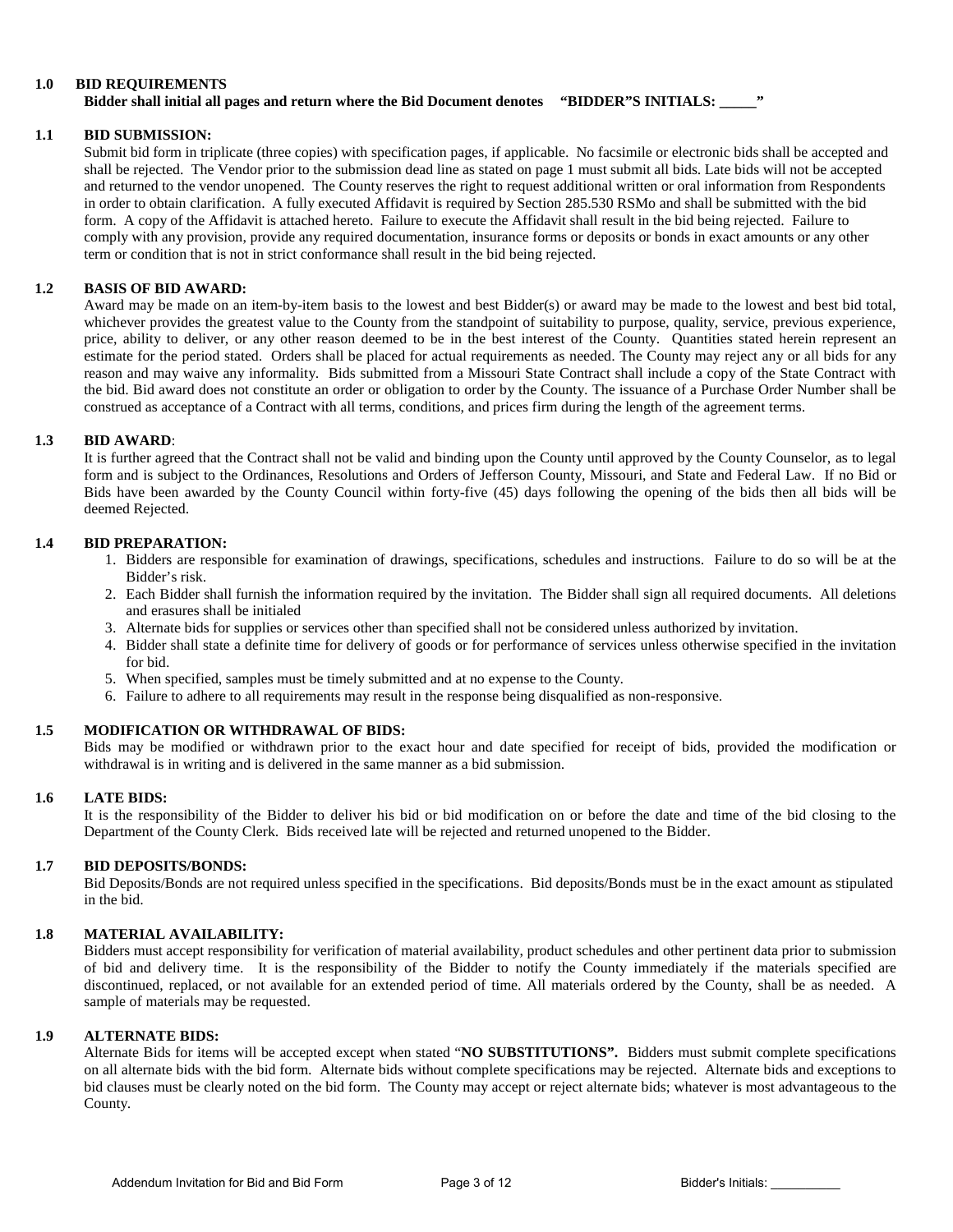## 1.0 BID REQUIREMENTS

**Bidder shall initial all pages and return where the Bid Document denotes "BIDDER"S INITIALS: _____"**

### 1.1 BID SUBMISSION:

Submit bid form in triplicate (three copies) with specification pages, if applicable. No facsimile or electronic bids shall be accepted and shall be rejected. The Vendor prior to the submission dead line as stated on page 1 must submit all bids. Late bids will not be accepted and returned to the vendor unopened. The County reserves the right to request additional written or oral information from Respondents in order to obtain clarification. A fully executed Affidavit is required by Section 285.530 RSMo and shall be submitted with the bid form. A copy of the Affidavit is attached hereto. Failure to execute the Affidavit shall result in the bid being rejected. Failure to comply with any provision, provide any required documentation, insurance forms or deposits or bonds in exact amounts or any other term or condition that is not in strict conformance shall result in the bid being rejected.

### 1.2 BASIS OF BID AWARD:

Award may be made on an item-by-item basis to the lowest and best Bidder(s) or award may be made to the lowest and best bid total, whichever provides the greatest value to the County from the standpoint of suitability to purpose, quality, service, previous experience, price, ability to deliver, or any other reason deemed to be in the best interest of the County. Quantities stated herein represent an estimate for the period stated. Orders shall be placed for actual requirements as needed. The County may reject any or all bids for any reason and may waive any informality. Bids submitted from a Missouri State Contract shall include a copy of the State Contract with the bid. Bid award does not constitute an order or obligation to order by the County. The issuance of a Purchase Order Number shall be construed as acceptance of a Contract with all terms, conditions, and prices firm during the length of the agreement terms.

### 1.3 BID AWARD:

It is further agreed that the Contract shall not be valid and binding upon the County until approved by the County Counselor, as to legal form and is subject to the Ordinances, Resolutions and Orders of Jefferson County, Missouri, and State and Federal Law. If no Bid or Bids have been awarded by the County Council within forty-five (45) days following the opening of the bids then all bids will be deemed Rejected.

### 1.4 BID PREPARATION:

1. Bidders are responsible for examination of drawings, specifications, schedules and instructions. Failure to do so will be at the Bidder's risk.
2. Each Bidder shall furnish the information required by the invitation. The Bidder shall sign all required documents. All deletions and erasures shall be initialed
3. Alternate bids for supplies or services other than specified shall not be considered unless authorized by invitation.
4. Bidder shall state a definite time for delivery of goods or for performance of services unless otherwise specified in the invitation for bid.
5. When specified, samples must be timely submitted and at no expense to the County.
6. Failure to adhere to all requirements may result in the response being disqualified as non-responsive.

### 1.5 MODIFICATION OR WITHDRAWAL OF BIDS:

Bids may be modified or withdrawn prior to the exact hour and date specified for receipt of bids, provided the modification or withdrawal is in writing and is delivered in the same manner as a bid submission.

### 1.6 LATE BIDS:

It is the responsibility of the Bidder to deliver his bid or bid modification on or before the date and time of the bid closing to the Department of the County Clerk. Bids received late will be rejected and returned unopened to the Bidder.

### 1.7 BID DEPOSITS/BONDS:

Bid Deposits/Bonds are not required unless specified in the specifications. Bid deposits/Bonds must be in the exact amount as stipulated in the bid.

### 1.8 MATERIAL AVAILABILITY:

Bidders must accept responsibility for verification of material availability, product schedules and other pertinent data prior to submission of bid and delivery time. It is the responsibility of the Bidder to notify the County immediately if the materials specified are discontinued, replaced, or not available for an extended period of time. All materials ordered by the County, shall be as needed. A sample of materials may be requested.

### 1.9 ALTERNATE BIDS:

Alternate Bids for items will be accepted except when stated "**NO SUBSTITUTIONS".** Bidders must submit complete specifications on all alternate bids with the bid form. Alternate bids without complete specifications may be rejected. Alternate bids and exceptions to bid clauses must be clearly noted on the bid form. The County may accept or reject alternate bids; whatever is most advantageous to the County.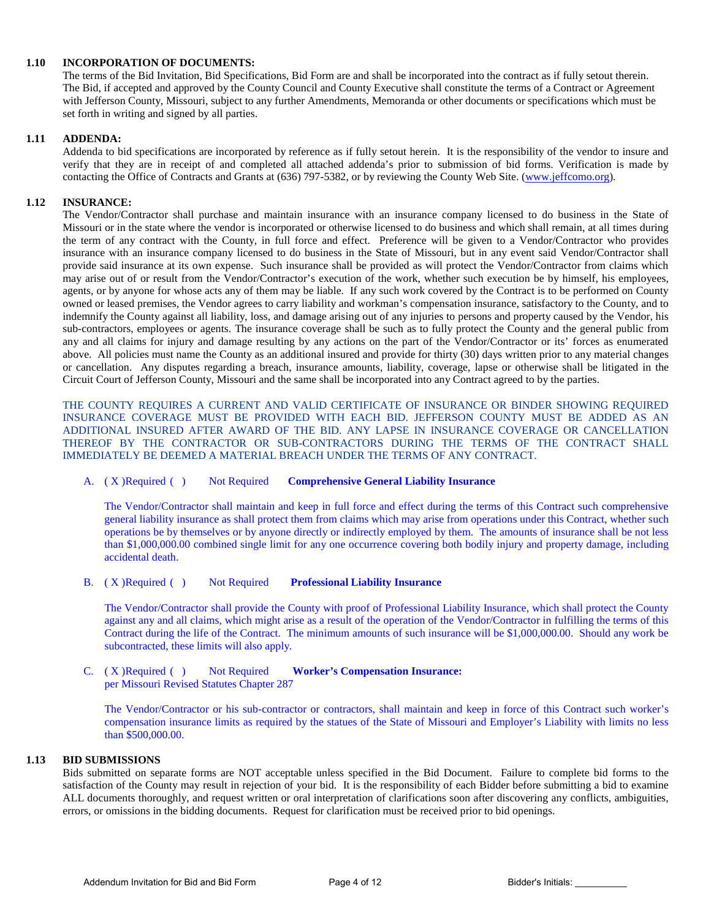**1.10 INCORPORATION OF DOCUMENTS:**

The terms of the Bid Invitation, Bid Specifications, Bid Form are and shall be incorporated into the contract as if fully setout therein. The Bid, if accepted and approved by the County Council and County Executive shall constitute the terms of a Contract or Agreement with Jefferson County, Missouri, subject to any further Amendments, Memoranda or other documents or specifications which must be set forth in writing and signed by all parties.

**1.11 ADDENDA:**

Addenda to bid specifications are incorporated by reference as if fully setout herein. It is the responsibility of the vendor to insure and verify that they are in receipt of and completed all attached addenda's prior to submission of bid forms. Verification is made by contacting the Office of Contracts and Grants at (636) 797-5382, or by reviewing the County Web Site. (www.jeffcomo.org).

**1.12 INSURANCE:**

The Vendor/Contractor shall purchase and maintain insurance with an insurance company licensed to do business in the State of Missouri or in the state where the vendor is incorporated or otherwise licensed to do business and which shall remain, at all times during the term of any contract with the County, in full force and effect. Preference will be given to a Vendor/Contractor who provides insurance with an insurance company licensed to do business in the State of Missouri, but in any event said Vendor/Contractor shall provide said insurance at its own expense. Such insurance shall be provided as will protect the Vendor/Contractor from claims which may arise out of or result from the Vendor/Contractor's execution of the work, whether such execution be by himself, his employees, agents, or by anyone for whose acts any of them may be liable. If any such work covered by the Contract is to be performed on County owned or leased premises, the Vendor agrees to carry liability and workman's compensation insurance, satisfactory to the County, and to indemnify the County against all liability, loss, and damage arising out of any injuries to persons and property caused by the Vendor, his sub-contractors, employees or agents. The insurance coverage shall be such as to fully protect the County and the general public from any and all claims for injury and damage resulting by any actions on the part of the Vendor/Contractor or its' forces as enumerated above. All policies must name the County as an additional insured and provide for thirty (30) days written prior to any material changes or cancellation. Any disputes regarding a breach, insurance amounts, liability, coverage, lapse or otherwise shall be litigated in the Circuit Court of Jefferson County, Missouri and the same shall be incorporated into any Contract agreed to by the parties.

THE COUNTY REQUIRES A CURRENT AND VALID CERTIFICATE OF INSURANCE OR BINDER SHOWING REQUIRED INSURANCE COVERAGE MUST BE PROVIDED WITH EACH BID. JEFFERSON COUNTY MUST BE ADDED AS AN ADDITIONAL INSURED AFTER AWARD OF THE BID. ANY LAPSE IN INSURANCE COVERAGE OR CANCELLATION THEREOF BY THE CONTRACTOR OR SUB-CONTRACTORS DURING THE TERMS OF THE CONTRACT SHALL IMMEDIATELY BE DEEMED A MATERIAL BREACH UNDER THE TERMS OF ANY CONTRACT.

A. ( X )Required ( ) Not Required **Comprehensive General Liability Insurance**

The Vendor/Contractor shall maintain and keep in full force and effect during the terms of this Contract such comprehensive general liability insurance as shall protect them from claims which may arise from operations under this Contract, whether such operations be by themselves or by anyone directly or indirectly employed by them. The amounts of insurance shall be not less than $1,000,000.00 combined single limit for any one occurrence covering both bodily injury and property damage, including accidental death.

B. ( X )Required ( ) Not Required **Professional Liability Insurance**

The Vendor/Contractor shall provide the County with proof of Professional Liability Insurance, which shall protect the County against any and all claims, which might arise as a result of the operation of the Vendor/Contractor in fulfilling the terms of this Contract during the life of the Contract. The minimum amounts of such insurance will be $1,000,000.00. Should any work be subcontracted, these limits will also apply.

C. ( X )Required ( ) Not Required **Worker's Compensation Insurance:**
per Missouri Revised Statutes Chapter 287

The Vendor/Contractor or his sub-contractor or contractors, shall maintain and keep in force of this Contract such worker's compensation insurance limits as required by the statues of the State of Missouri and Employer's Liability with limits no less than $500,000.00.

**1.13 BID SUBMISSIONS**

Bids submitted on separate forms are NOT acceptable unless specified in the Bid Document. Failure to complete bid forms to the satisfaction of the County may result in rejection of your bid. It is the responsibility of each Bidder before submitting a bid to examine ALL documents thoroughly, and request written or oral interpretation of clarifications soon after discovering any conflicts, ambiguities, errors, or omissions in the bidding documents. Request for clarification must be received prior to bid openings.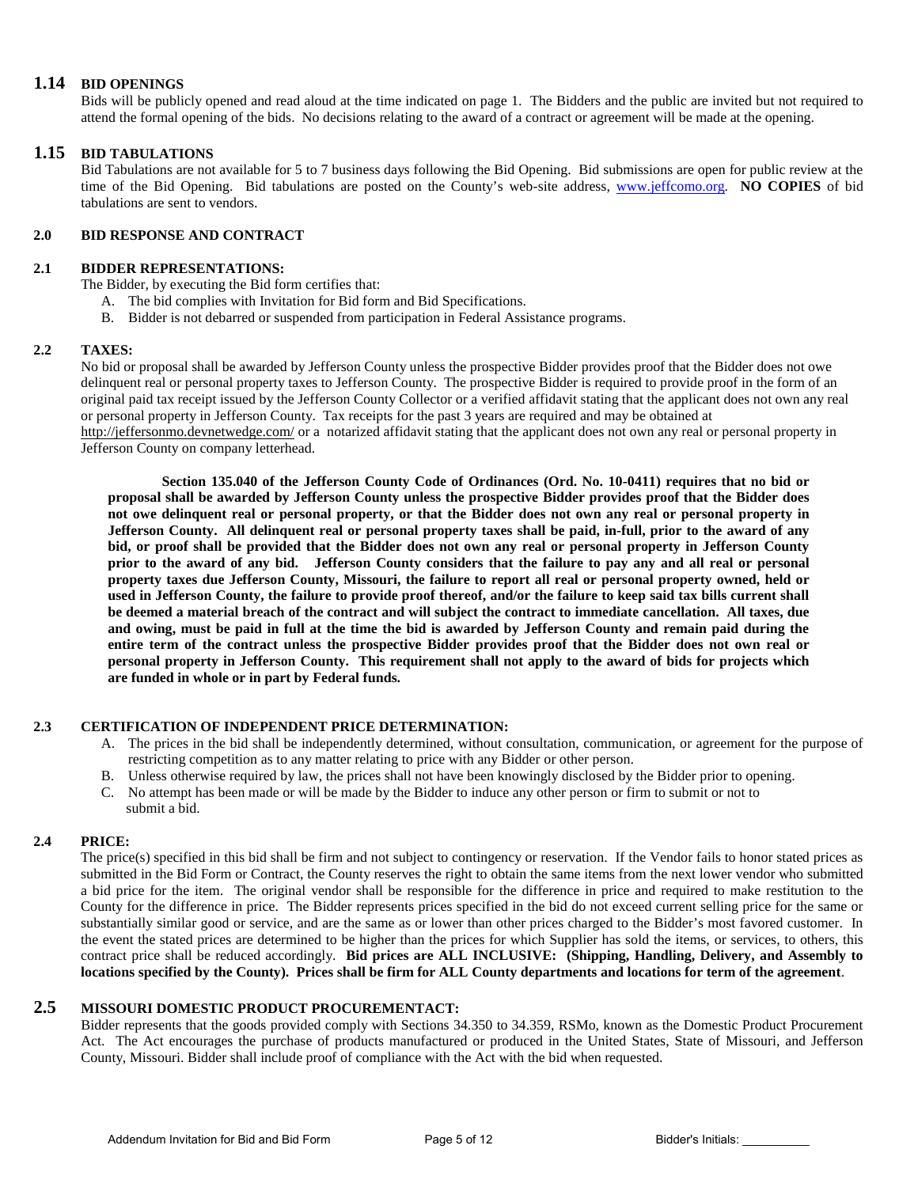## 1.14 BID OPENINGS

Bids will be publicly opened and read aloud at the time indicated on page 1. The Bidders and the public are invited but not required to attend the formal opening of the bids. No decisions relating to the award of a contract or agreement will be made at the opening.

## 1.15 BID TABULATIONS

Bid Tabulations are not available for 5 to 7 business days following the Bid Opening. Bid submissions are open for public review at the time of the Bid Opening. Bid tabulations are posted on the County's web-site address, www.jeffcomo.org. **NO COPIES** of bid tabulations are sent to vendors.

### 2.0 BID RESPONSE AND CONTRACT

### 2.1 BIDDER REPRESENTATIONS:

The Bidder, by executing the Bid form certifies that:

A. The bid complies with Invitation for Bid form and Bid Specifications.
B. Bidder is not debarred or suspended from participation in Federal Assistance programs.

### 2.2 TAXES:

No bid or proposal shall be awarded by Jefferson County unless the prospective Bidder provides proof that the Bidder does not owe delinquent real or personal property taxes to Jefferson County. The prospective Bidder is required to provide proof in the form of an original paid tax receipt issued by the Jefferson County Collector or a verified affidavit stating that the applicant does not own any real or personal property in Jefferson County. Tax receipts for the past 3 years are required and may be obtained at http://jeffersonmo.devnetwedge.com/ or a notarized affidavit stating that the applicant does not own any real or personal property in Jefferson County on company letterhead.

**Section 135.040 of the Jefferson County Code of Ordinances (Ord. No. 10-0411) requires that no bid or proposal shall be awarded by Jefferson County unless the prospective Bidder provides proof that the Bidder does not owe delinquent real or personal property, or that the Bidder does not own any real or personal property in Jefferson County. All delinquent real or personal property taxes shall be paid, in-full, prior to the award of any bid, or proof shall be provided that the Bidder does not own any real or personal property in Jefferson County prior to the award of any bid. Jefferson County considers that the failure to pay any and all real or personal property taxes due Jefferson County, Missouri, the failure to report all real or personal property owned, held or used in Jefferson County, the failure to provide proof thereof, and/or the failure to keep said tax bills current shall be deemed a material breach of the contract and will subject the contract to immediate cancellation. All taxes, due and owing, must be paid in full at the time the bid is awarded by Jefferson County and remain paid during the entire term of the contract unless the prospective Bidder provides proof that the Bidder does not own real or personal property in Jefferson County. This requirement shall not apply to the award of bids for projects which are funded in whole or in part by Federal funds.**

### 2.3 CERTIFICATION OF INDEPENDENT PRICE DETERMINATION:

A. The prices in the bid shall be independently determined, without consultation, communication, or agreement for the purpose of restricting competition as to any matter relating to price with any Bidder or other person.
B. Unless otherwise required by law, the prices shall not have been knowingly disclosed by the Bidder prior to opening.
C. No attempt has been made or will be made by the Bidder to induce any other person or firm to submit or not to submit a bid.

### 2.4 PRICE:

The price(s) specified in this bid shall be firm and not subject to contingency or reservation. If the Vendor fails to honor stated prices as submitted in the Bid Form or Contract, the County reserves the right to obtain the same items from the next lower vendor who submitted a bid price for the item. The original vendor shall be responsible for the difference in price and required to make restitution to the County for the difference in price. The Bidder represents prices specified in the bid do not exceed current selling price for the same or substantially similar good or service, and are the same as or lower than other prices charged to the Bidder's most favored customer. In the event the stated prices are determined to be higher than the prices for which Supplier has sold the items, or services, to others, this contract price shall be reduced accordingly. **Bid prices are ALL INCLUSIVE: (Shipping, Handling, Delivery, and Assembly to locations specified by the County). Prices shall be firm for ALL County departments and locations for term of the agreement**.

## 2.5 MISSOURI DOMESTIC PRODUCT PROCUREMENTACT:

Bidder represents that the goods provided comply with Sections 34.350 to 34.359, RSMo, known as the Domestic Product Procurement Act. The Act encourages the purchase of products manufactured or produced in the United States, State of Missouri, and Jefferson County, Missouri. Bidder shall include proof of compliance with the Act with the bid when requested.

Addendum Invitation for Bid and Bid Form

Bidder's Initials: __________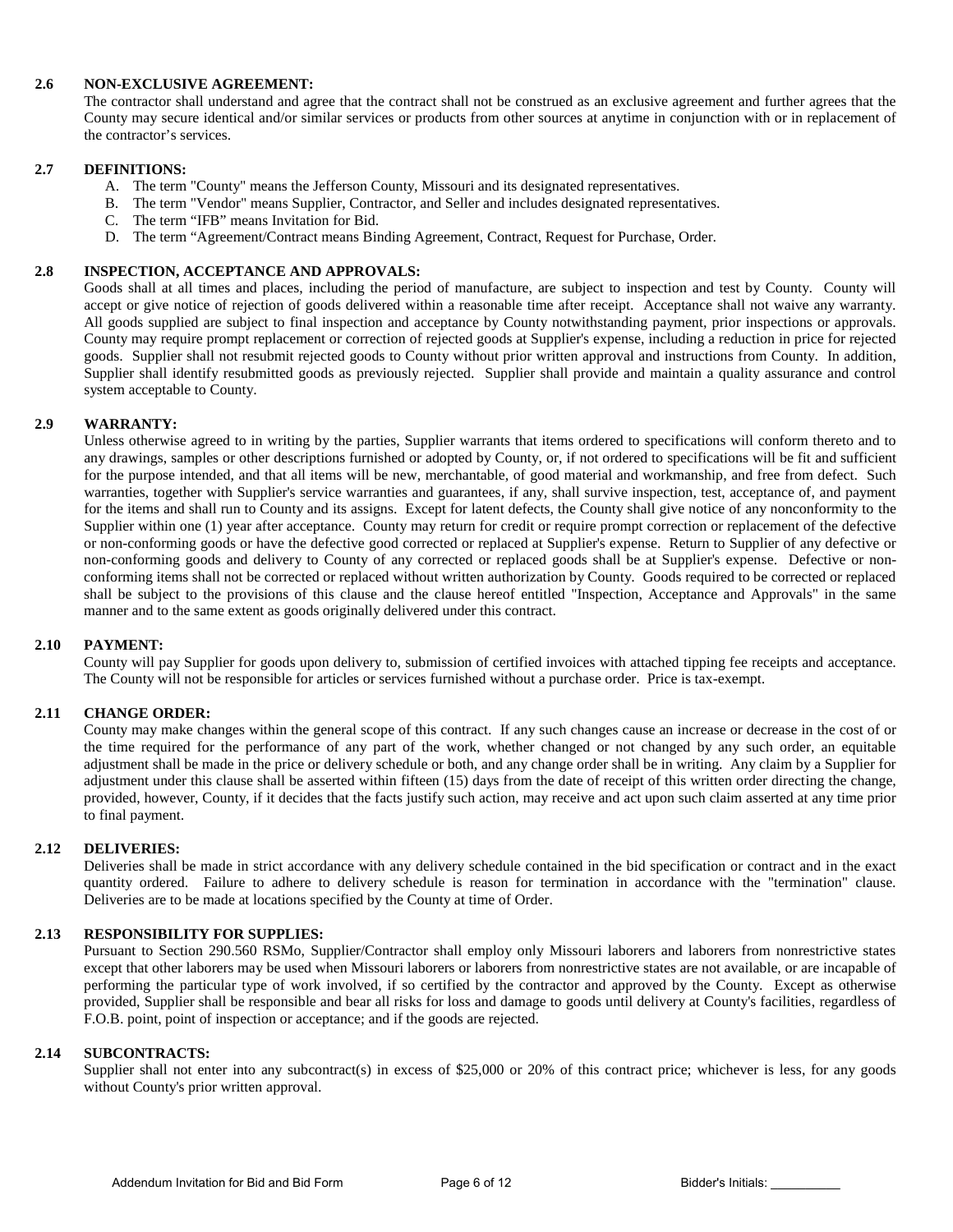### 2.6 NON-EXCLUSIVE AGREEMENT:

The contractor shall understand and agree that the contract shall not be construed as an exclusive agreement and further agrees that the County may secure identical and/or similar services or products from other sources at anytime in conjunction with or in replacement of the contractor's services.

### 2.7 DEFINITIONS:

A. The term "County" means the Jefferson County, Missouri and its designated representatives.
B. The term "Vendor" means Supplier, Contractor, and Seller and includes designated representatives.
C. The term "IFB" means Invitation for Bid.
D. The term "Agreement/Contract means Binding Agreement, Contract, Request for Purchase, Order.

### 2.8 INSPECTION, ACCEPTANCE AND APPROVALS:

Goods shall at all times and places, including the period of manufacture, are subject to inspection and test by County. County will accept or give notice of rejection of goods delivered within a reasonable time after receipt. Acceptance shall not waive any warranty. All goods supplied are subject to final inspection and acceptance by County notwithstanding payment, prior inspections or approvals. County may require prompt replacement or correction of rejected goods at Supplier's expense, including a reduction in price for rejected goods. Supplier shall not resubmit rejected goods to County without prior written approval and instructions from County. In addition, Supplier shall identify resubmitted goods as previously rejected. Supplier shall provide and maintain a quality assurance and control system acceptable to County.

### 2.9 WARRANTY:

Unless otherwise agreed to in writing by the parties, Supplier warrants that items ordered to specifications will conform thereto and to any drawings, samples or other descriptions furnished or adopted by County, or, if not ordered to specifications will be fit and sufficient for the purpose intended, and that all items will be new, merchantable, of good material and workmanship, and free from defect. Such warranties, together with Supplier's service warranties and guarantees, if any, shall survive inspection, test, acceptance of, and payment for the items and shall run to County and its assigns. Except for latent defects, the County shall give notice of any nonconformity to the Supplier within one (1) year after acceptance. County may return for credit or require prompt correction or replacement of the defective or non-conforming goods or have the defective good corrected or replaced at Supplier's expense. Return to Supplier of any defective or non-conforming goods and delivery to County of any corrected or replaced goods shall be at Supplier's expense. Defective or non-conforming items shall not be corrected or replaced without written authorization by County. Goods required to be corrected or replaced shall be subject to the provisions of this clause and the clause hereof entitled "Inspection, Acceptance and Approvals" in the same manner and to the same extent as goods originally delivered under this contract.

### 2.10 PAYMENT:

County will pay Supplier for goods upon delivery to, submission of certified invoices with attached tipping fee receipts and acceptance. The County will not be responsible for articles or services furnished without a purchase order. Price is tax-exempt.

### 2.11 CHANGE ORDER:

County may make changes within the general scope of this contract. If any such changes cause an increase or decrease in the cost of or the time required for the performance of any part of the work, whether changed or not changed by any such order, an equitable adjustment shall be made in the price or delivery schedule or both, and any change order shall be in writing. Any claim by a Supplier for adjustment under this clause shall be asserted within fifteen (15) days from the date of receipt of this written order directing the change, provided, however, County, if it decides that the facts justify such action, may receive and act upon such claim asserted at any time prior to final payment.

### 2.12 DELIVERIES:

Deliveries shall be made in strict accordance with any delivery schedule contained in the bid specification or contract and in the exact quantity ordered. Failure to adhere to delivery schedule is reason for termination in accordance with the "termination" clause. Deliveries are to be made at locations specified by the County at time of Order.

### 2.13 RESPONSIBILITY FOR SUPPLIES:

Pursuant to Section 290.560 RSMo, Supplier/Contractor shall employ only Missouri laborers and laborers from nonrestrictive states except that other laborers may be used when Missouri laborers or laborers from nonrestrictive states are not available, or are incapable of performing the particular type of work involved, if so certified by the contractor and approved by the County. Except as otherwise provided, Supplier shall be responsible and bear all risks for loss and damage to goods until delivery at County's facilities, regardless of F.O.B. point, point of inspection or acceptance; and if the goods are rejected.

### 2.14 SUBCONTRACTS:

Supplier shall not enter into any subcontract(s) in excess of $25,000 or 20% of this contract price; whichever is less, for any goods without County's prior written approval.

Addendum Invitation for Bid and Bid Form

Bidder's Initials: __________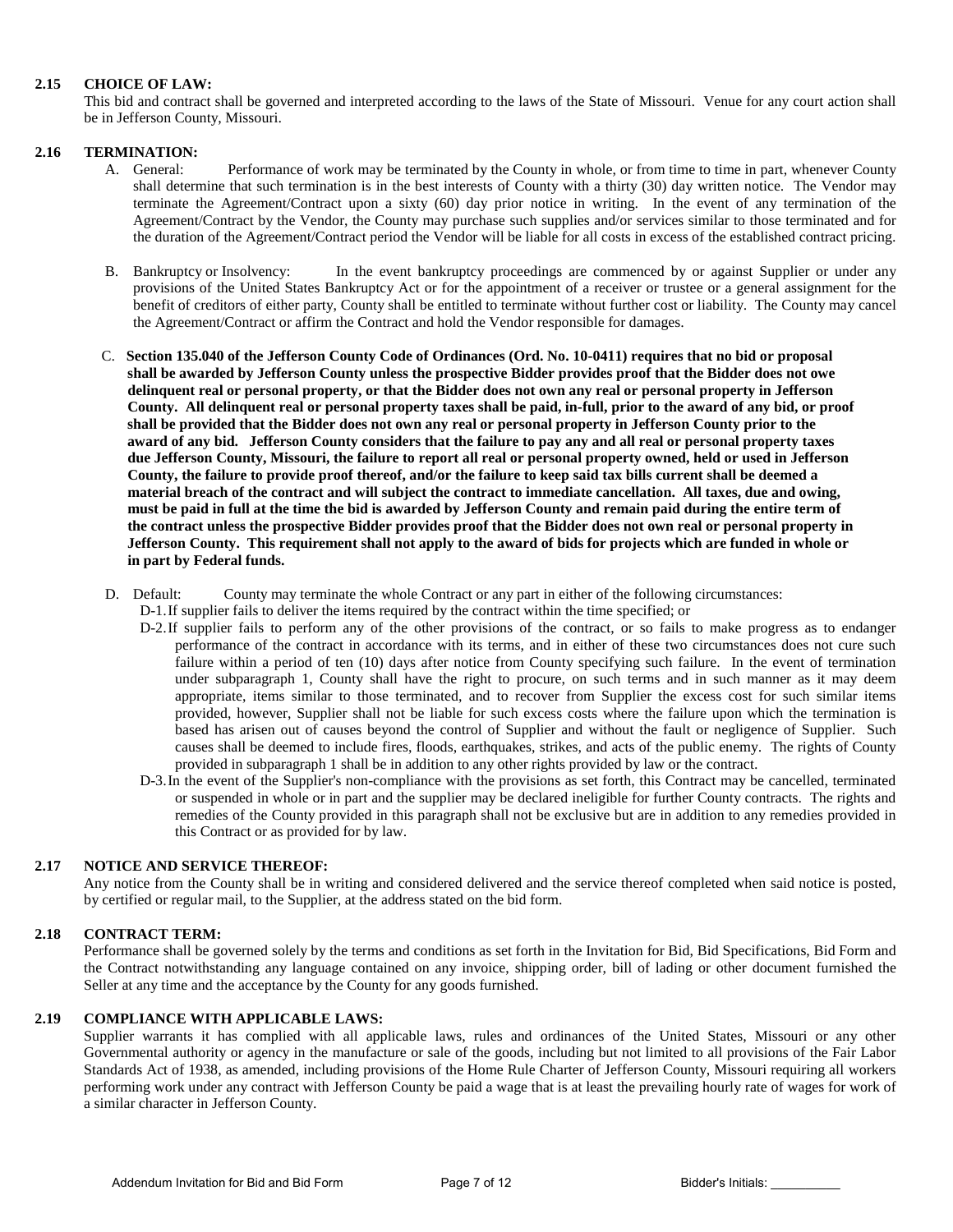### 2.15 CHOICE OF LAW:

This bid and contract shall be governed and interpreted according to the laws of the State of Missouri. Venue for any court action shall be in Jefferson County, Missouri.

### 2.16 TERMINATION:

A. General: Performance of work may be terminated by the County in whole, or from time to time in part, whenever County shall determine that such termination is in the best interests of County with a thirty (30) day written notice. The Vendor may terminate the Agreement/Contract upon a sixty (60) day prior notice in writing. In the event of any termination of the Agreement/Contract by the Vendor, the County may purchase such supplies and/or services similar to those terminated and for the duration of the Agreement/Contract period the Vendor will be liable for all costs in excess of the established contract pricing.

B. Bankruptcy or Insolvency: In the event bankruptcy proceedings are commenced by or against Supplier or under any provisions of the United States Bankruptcy Act or for the appointment of a receiver or trustee or a general assignment for the benefit of creditors of either party, County shall be entitled to terminate without further cost or liability. The County may cancel the Agreement/Contract or affirm the Contract and hold the Vendor responsible for damages.

C. **Section 135.040 of the Jefferson County Code of Ordinances (Ord. No. 10-0411) requires that no bid or proposal shall be awarded by Jefferson County unless the prospective Bidder provides proof that the Bidder does not owe delinquent real or personal property, or that the Bidder does not own any real or personal property in Jefferson County. All delinquent real or personal property taxes shall be paid, in-full, prior to the award of any bid, or proof shall be provided that the Bidder does not own any real or personal property in Jefferson County prior to the award of any bid. Jefferson County considers that the failure to pay any and all real or personal property taxes due Jefferson County, Missouri, the failure to report all real or personal property owned, held or used in Jefferson County, the failure to provide proof thereof, and/or the failure to keep said tax bills current shall be deemed a material breach of the contract and will subject the contract to immediate cancellation. All taxes, due and owing, must be paid in full at the time the bid is awarded by Jefferson County and remain paid during the entire term of the contract unless the prospective Bidder provides proof that the Bidder does not own real or personal property in Jefferson County. This requirement shall not apply to the award of bids for projects which are funded in whole or in part by Federal funds.**

D. Default: County may terminate the whole Contract or any part in either of the following circumstances:

- D-1. If supplier fails to deliver the items required by the contract within the time specified; or
- D-2. If supplier fails to perform any of the other provisions of the contract, or so fails to make progress as to endanger performance of the contract in accordance with its terms, and in either of these two circumstances does not cure such failure within a period of ten (10) days after notice from County specifying such failure. In the event of termination under subparagraph 1, County shall have the right to procure, on such terms and in such manner as it may deem appropriate, items similar to those terminated, and to recover from Supplier the excess cost for such similar items provided, however, Supplier shall not be liable for such excess costs where the failure upon which the termination is based has arisen out of causes beyond the control of Supplier and without the fault or negligence of Supplier. Such causes shall be deemed to include fires, floods, earthquakes, strikes, and acts of the public enemy. The rights of County provided in subparagraph 1 shall be in addition to any other rights provided by law or the contract.
- D-3. In the event of the Supplier's non-compliance with the provisions as set forth, this Contract may be cancelled, terminated or suspended in whole or in part and the supplier may be declared ineligible for further County contracts. The rights and remedies of the County provided in this paragraph shall not be exclusive but are in addition to any remedies provided in this Contract or as provided for by law.

### 2.17 NOTICE AND SERVICE THEREOF:

Any notice from the County shall be in writing and considered delivered and the service thereof completed when said notice is posted, by certified or regular mail, to the Supplier, at the address stated on the bid form.

### 2.18 CONTRACT TERM:

Performance shall be governed solely by the terms and conditions as set forth in the Invitation for Bid, Bid Specifications, Bid Form and the Contract notwithstanding any language contained on any invoice, shipping order, bill of lading or other document furnished the Seller at any time and the acceptance by the County for any goods furnished.

### 2.19 COMPLIANCE WITH APPLICABLE LAWS:

Supplier warrants it has complied with all applicable laws, rules and ordinances of the United States, Missouri or any other Governmental authority or agency in the manufacture or sale of the goods, including but not limited to all provisions of the Fair Labor Standards Act of 1938, as amended, including provisions of the Home Rule Charter of Jefferson County, Missouri requiring all workers performing work under any contract with Jefferson County be paid a wage that is at least the prevailing hourly rate of wages for work of a similar character in Jefferson County.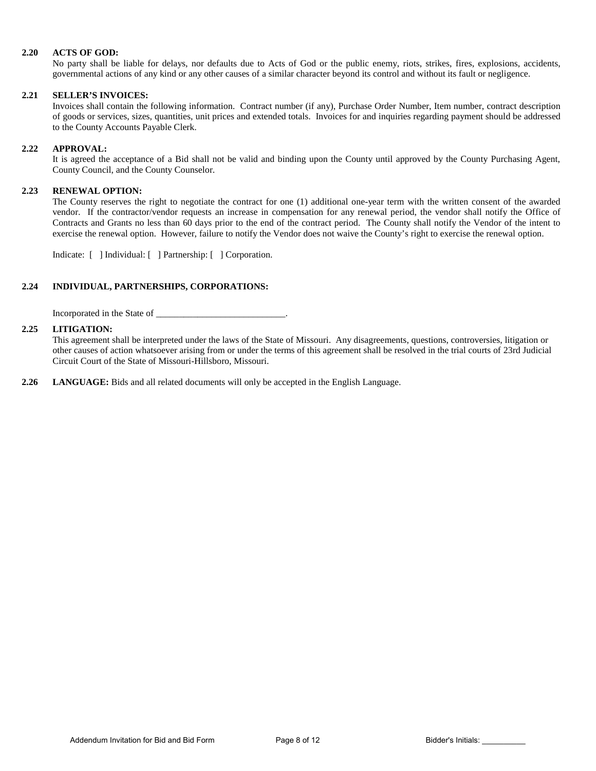**2.20 ACTS OF GOD:**

No party shall be liable for delays, nor defaults due to Acts of God or the public enemy, riots, strikes, fires, explosions, accidents, governmental actions of any kind or any other causes of a similar character beyond its control and without its fault or negligence.

**2.21 SELLER'S INVOICES:**

Invoices shall contain the following information. Contract number (if any), Purchase Order Number, Item number, contract description of goods or services, sizes, quantities, unit prices and extended totals. Invoices for and inquiries regarding payment should be addressed to the County Accounts Payable Clerk.

**2.22 APPROVAL:**

It is agreed the acceptance of a Bid shall not be valid and binding upon the County until approved by the County Purchasing Agent, County Council, and the County Counselor.

**2.23 RENEWAL OPTION:**

The County reserves the right to negotiate the contract for one (1) additional one-year term with the written consent of the awarded vendor. If the contractor/vendor requests an increase in compensation for any renewal period, the vendor shall notify the Office of Contracts and Grants no less than 60 days prior to the end of the contract period. The County shall notify the Vendor of the intent to exercise the renewal option. However, failure to notify the Vendor does not waive the County's right to exercise the renewal option.

Indicate: [ ] Individual: [ ] Partnership: [ ] Corporation.

**2.24 INDIVIDUAL, PARTNERSHIPS, CORPORATIONS:**

Incorporated in the State of ____________________________.

**2.25 LITIGATION:**

This agreement shall be interpreted under the laws of the State of Missouri. Any disagreements, questions, controversies, litigation or other causes of action whatsoever arising from or under the terms of this agreement shall be resolved in the trial courts of 23rd Judicial Circuit Court of the State of Missouri-Hillsboro, Missouri.

**2.26 LANGUAGE:** Bids and all related documents will only be accepted in the English Language.

Addendum Invitation for Bid and Bid Form

Bidder's Initials: __________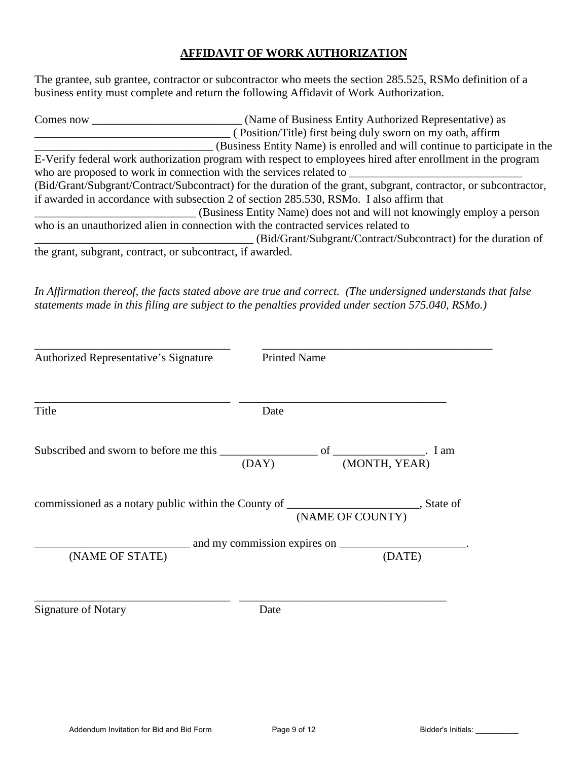## AFFIDAVIT OF WORK AUTHORIZATION

The grantee, sub grantee, contractor or subcontractor who meets the section 285.525, RSMo definition of a business entity must complete and return the following Affidavit of Work Authorization.

Comes now __________________________ (Name of Business Entity Authorized Representative) as __________________________________ ( Position/Title) first being duly sworn on my oath, affirm _______________________________ (Business Entity Name) is enrolled and will continue to participate in the E-Verify federal work authorization program with respect to employees hired after enrollment in the program who are proposed to work in connection with the services related to ______________________________ (Bid/Grant/Subgrant/Contract/Subcontract) for the duration of the grant, subgrant, contractor, or subcontractor, if awarded in accordance with subsection 2 of section 285.530, RSMo. I also affirm that ____________________________ (Business Entity Name) does not and will not knowingly employ a person who is an unauthorized alien in connection with the contracted services related to ______________________________________ (Bid/Grant/Subgrant/Contract/Subcontract) for the duration of the grant, subgrant, contract, or subcontract, if awarded.

*In Affirmation thereof, the facts stated above are true and correct. (The undersigned understands that false statements made in this filing are subject to the penalties provided under section 575.040, RSMo.)*

___________________________________ &nbsp;&nbsp;&nbsp; _________________________________________
Authorized Representative's Signature &nbsp;&nbsp;&nbsp; Printed Name

___________________________________ &nbsp;&nbsp;&nbsp; _____________________________________
Title &nbsp;&nbsp;&nbsp; Date

Subscribed and sworn to before me this _________________ of ________________. I am
(DAY) &nbsp;&nbsp;&nbsp; (MONTH, YEAR)

commissioned as a notary public within the County of _______________________, State of
(NAME OF COUNTY)

___________________________ and my commission expires on ______________________.
(NAME OF STATE) &nbsp;&nbsp;&nbsp; (DATE)

___________________________________ &nbsp;&nbsp;&nbsp; _____________________________________
Signature of Notary &nbsp;&nbsp;&nbsp; Date

Bidder's Initials: __________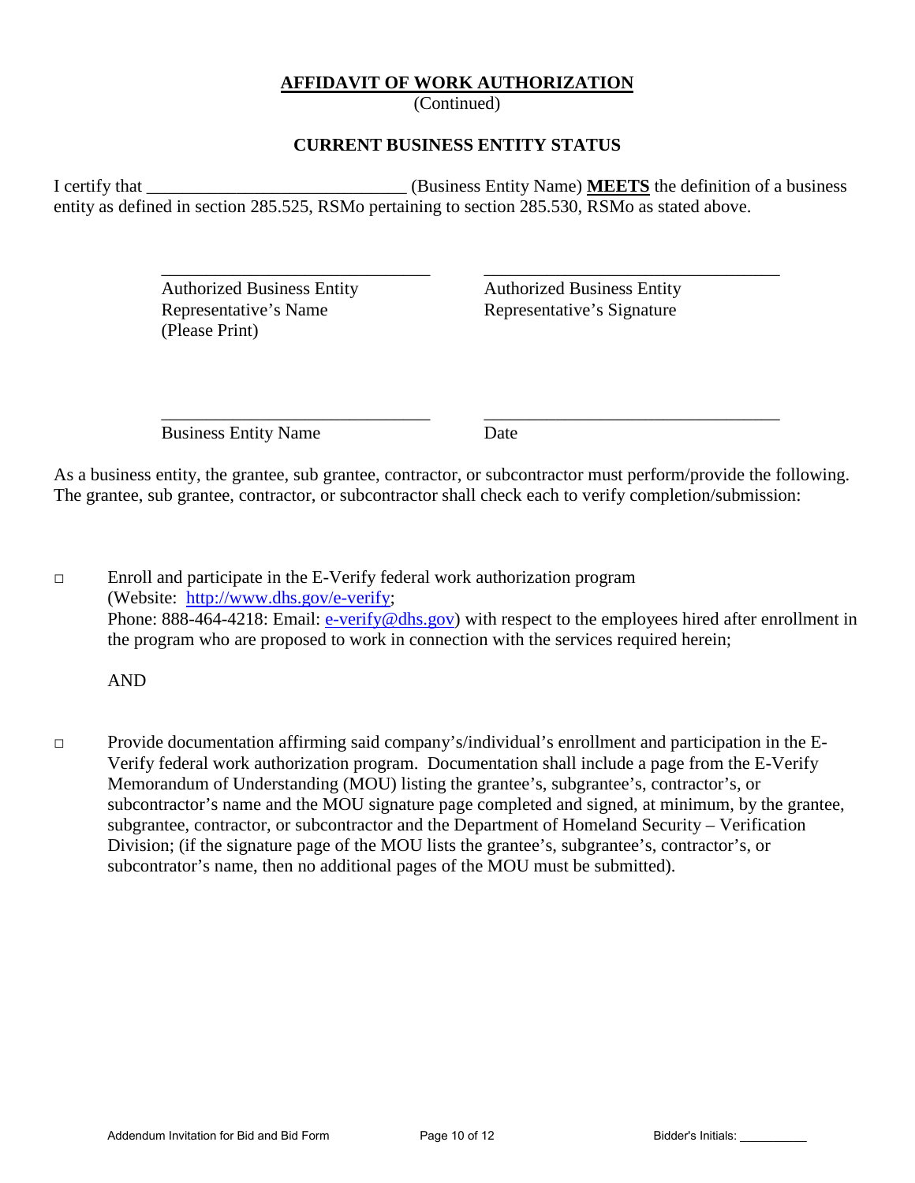# AFFIDAVIT OF WORK AUTHORIZATION

(Continued)

## CURRENT BUSINESS ENTITY STATUS

I certify that _____________________________ (Business Entity Name) **MEETS** the definition of a business entity as defined in section 285.525, RSMo pertaining to section 285.530, RSMo as stated above.

| _______________________________ | __________________________________ |
|---|---|
| Authorized Business Entity Representative's Name (Please Print) | Authorized Business Entity Representative's Signature |
| _______________________________ | __________________________________ |
| Business Entity Name | Date |

As a business entity, the grantee, sub grantee, contractor, or subcontractor must perform/provide the following. The grantee, sub grantee, contractor, or subcontractor shall check each to verify completion/submission:

□ Enroll and participate in the E-Verify federal work authorization program (Website: http://www.dhs.gov/e-verify; Phone: 888-464-4218: Email: e-verify@dhs.gov) with respect to the employees hired after enrollment in the program who are proposed to work in connection with the services required herein;

AND

□ Provide documentation affirming said company's/individual's enrollment and participation in the E-Verify federal work authorization program. Documentation shall include a page from the E-Verify Memorandum of Understanding (MOU) listing the grantee's, subgrantee's, contractor's, or subcontractor's name and the MOU signature page completed and signed, at minimum, by the grantee, subgrantee, contractor, or subcontractor and the Department of Homeland Security – Verification Division; (if the signature page of the MOU lists the grantee's, subgrantee's, contractor's, or subcontrator's name, then no additional pages of the MOU must be submitted).

Bidder's Initials: __________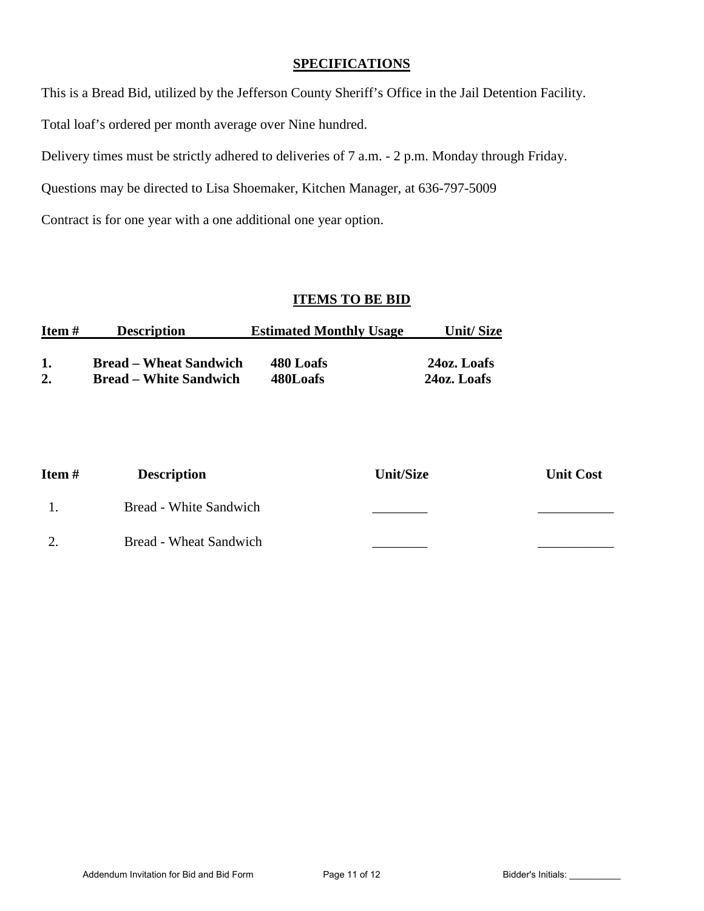## SPECIFICATIONS

This is a Bread Bid, utilized by the Jefferson County Sheriff's Office in the Jail Detention Facility.

Total loaf's ordered per month average over Nine hundred.

Delivery times must be strictly adhered to deliveries of 7 a.m. - 2 p.m. Monday through Friday.

Questions may be directed to Lisa Shoemaker, Kitchen Manager, at 636-797-5009

Contract is for one year with a one additional one year option.

## ITEMS TO BE BID

| Item # | Description | Estimated Monthly Usage | Unit/ Size |
|---|---|---|---|
| **1.** | **Bread – Wheat Sandwich** | **480 Loafs** | **24oz. Loafs** |
| **2.** | **Bread – White Sandwich** | **480Loafs** | **24oz. Loafs** |

| Item # | Description | Unit/Size | Unit Cost |
|---|---|---|---|
| 1. | Bread - White Sandwich | ________ | ___________ |
| 2. | Bread - Wheat Sandwich | ________ | ___________ |

Addendum Invitation for Bid and Bid Form

Bidder's Initials: __________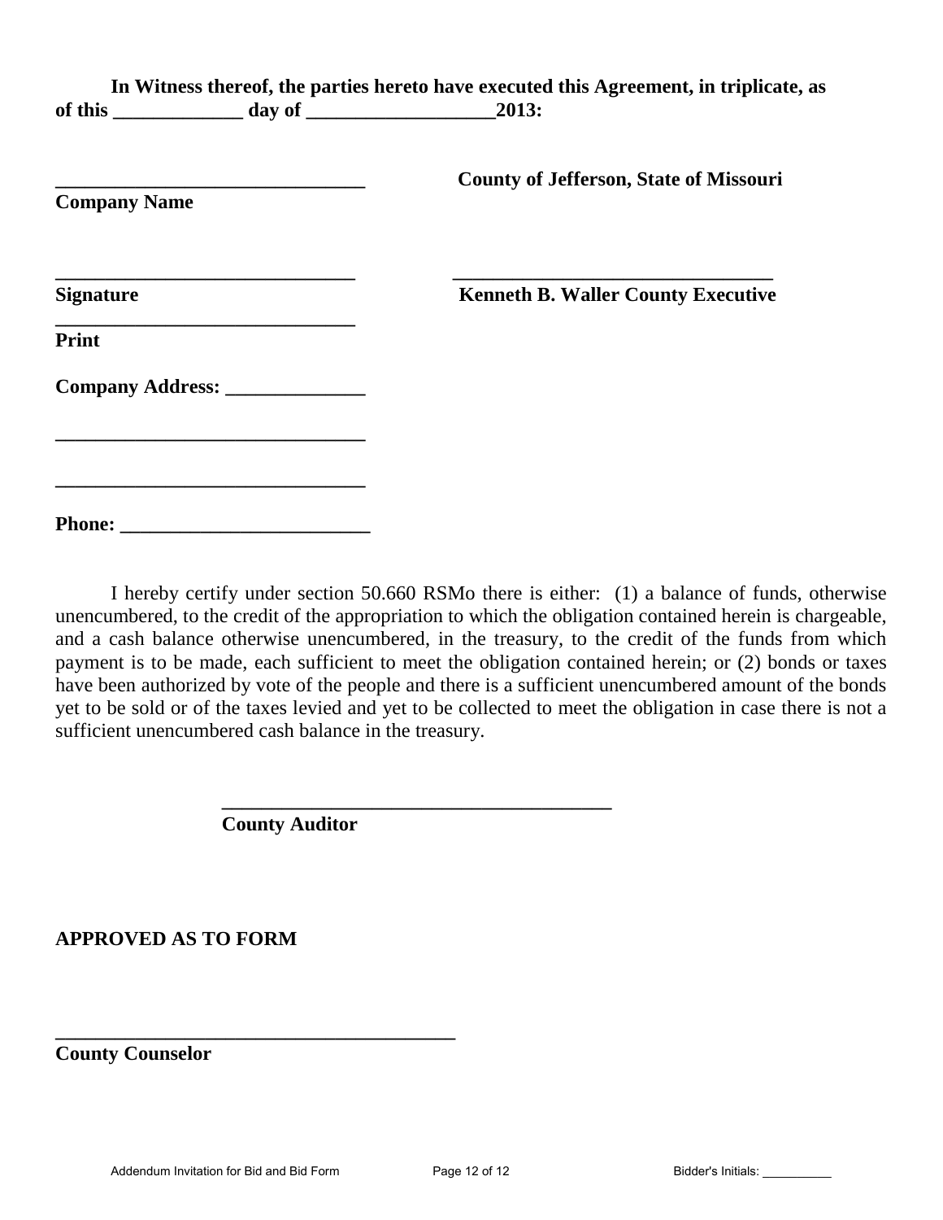**In Witness thereof, the parties hereto have executed this Agreement, in triplicate, as of this _____________ day of ___________________2013:**

| | |
|---|---|
| **_______________________________** | **County of Jefferson, State of Missouri** |
| **Company Name** | |
| **______________________________** | **________________________________** |
| **Signature** | **Kenneth B. Waller County Executive** |
| **______________________________** | |
| **Print** | |

**Company Address: ______________**

**_______________________________**

**_______________________________**

**Phone: _________________________**

I hereby certify under section 50.660 RSMo there is either: (1) a balance of funds, otherwise unencumbered, to the credit of the appropriation to which the obligation contained herein is chargeable, and a cash balance otherwise unencumbered, in the treasury, to the credit of the funds from which payment is to be made, each sufficient to meet the obligation contained herein; or (2) bonds or taxes have been authorized by vote of the people and there is a sufficient unencumbered amount of the bonds yet to be sold or of the taxes levied and yet to be collected to meet the obligation in case there is not a sufficient unencumbered cash balance in the treasury.

**_______________________________________**
**County Auditor**

**APPROVED AS TO FORM**

**________________________________________**
**County Counselor**

Bidder's Initials: __________